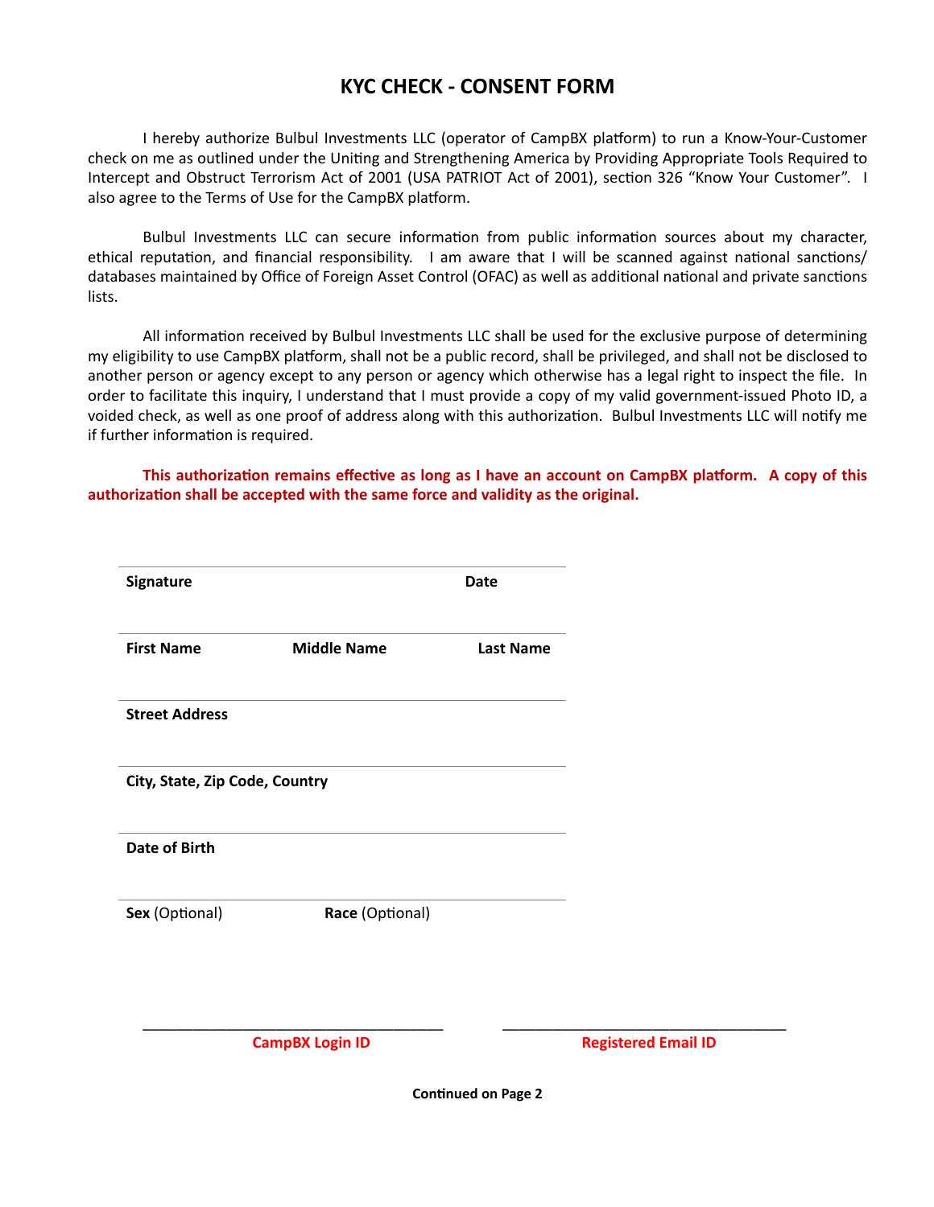# KYC CHECK - CONSENT FORM

I hereby authorize Bulbul Investments LLC (operator of CampBX platform) to run a Know-Your-Customer check on me as outlined under the Uniting and Strengthening America by Providing Appropriate Tools Required to Intercept and Obstruct Terrorism Act of 2001 (USA PATRIOT Act of 2001), section 326 “Know Your Customer”. I also agree to the Terms of Use for the CampBX platform.

Bulbul Investments LLC can secure information from public information sources about my character, ethical reputation, and financial responsibility. I am aware that I will be scanned against national sanctions/ databases maintained by Office of Foreign Asset Control (OFAC) as well as additional national and private sanctions lists.

All information received by Bulbul Investments LLC shall be used for the exclusive purpose of determining my eligibility to use CampBX platform, shall not be a public record, shall be privileged, and shall not be disclosed to another person or agency except to any person or agency which otherwise has a legal right to inspect the file. In order to facilitate this inquiry, I understand that I must provide a copy of my valid government-issued Photo ID, a voided check, as well as one proof of address along with this authorization. Bulbul Investments LLC will notify me if further information is required.

**This authorization remains effective as long as I have an account on CampBX platform. A copy of this authorization shall be accepted with the same force and validity as the original.**

---

**Signature** **Date**

---

**First Name** **Middle Name** **Last Name**

---

**Street Address**

---

**City, State, Zip Code, Country**

---

**Date of Birth**

---

**Sex** (Optional) **Race** (Optional)

\_\_\_\_\_\_\_\_\_\_\_\_\_\_\_\_\_\_\_\_\_\_\_\_\_\_\_\_\_\_\_\_\_\_\_\_\_\_\_

**CampBX Login ID**

\_\_\_\_\_\_\_\_\_\_\_\_\_\_\_\_\_\_\_\_\_\_\_\_\_\_\_\_\_\_\_\_\_\_\_\_\_\_\_

**Registered Email ID**

**Continued on Page 2**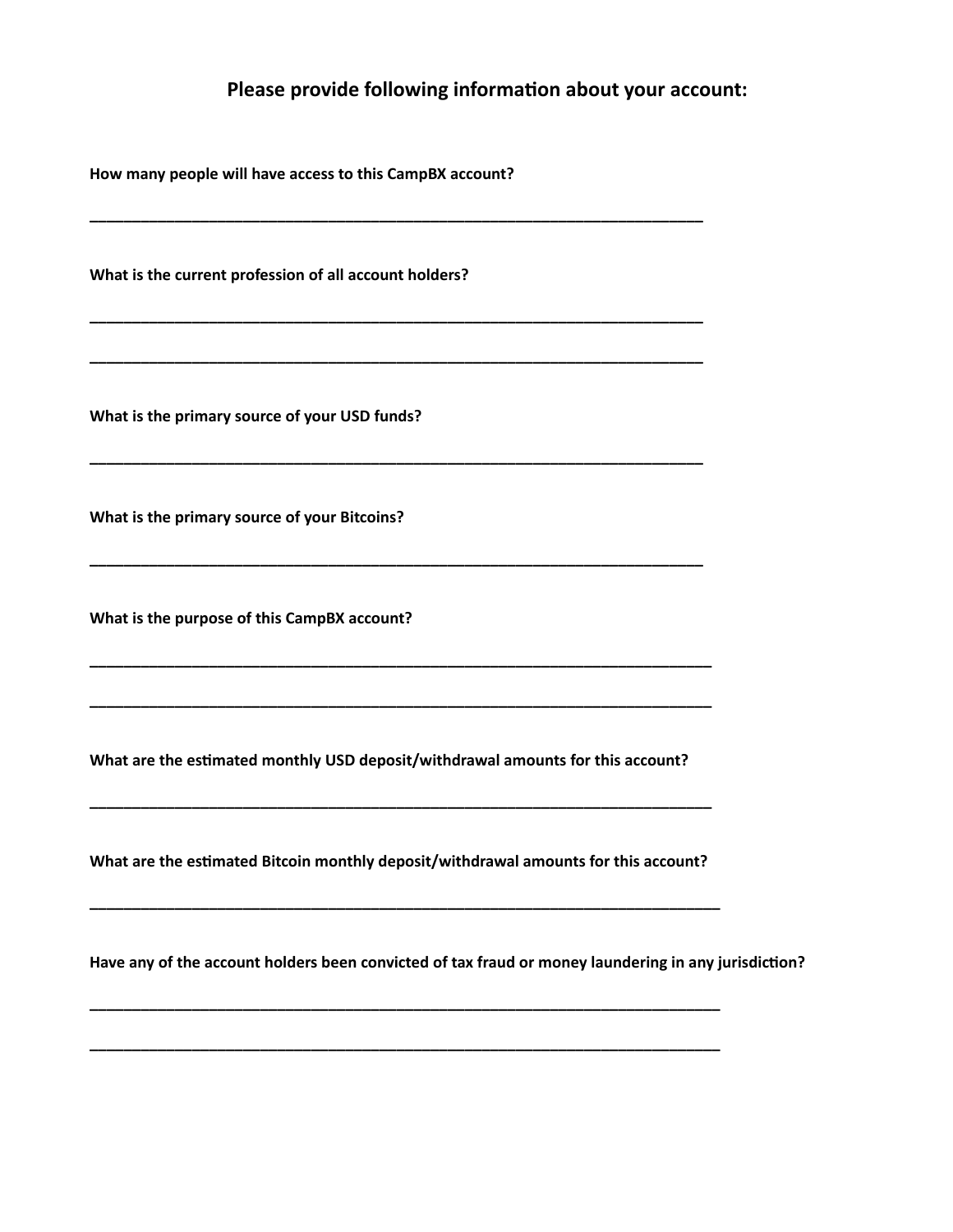## Please provide following information about your account:

**How many people will have access to this CampBX account?**

\_\_\_\_\_\_\_\_\_\_\_\_\_\_\_\_\_\_\_\_\_\_\_\_\_\_\_\_\_\_\_\_\_\_\_\_\_\_\_\_\_\_\_\_\_\_\_\_\_\_\_\_\_\_\_\_\_\_\_\_\_\_\_\_\_\_\_\_\_\_\_\_

**What is the current profession of all account holders?**

\_\_\_\_\_\_\_\_\_\_\_\_\_\_\_\_\_\_\_\_\_\_\_\_\_\_\_\_\_\_\_\_\_\_\_\_\_\_\_\_\_\_\_\_\_\_\_\_\_\_\_\_\_\_\_\_\_\_\_\_\_\_\_\_\_\_\_\_\_\_\_\_

\_\_\_\_\_\_\_\_\_\_\_\_\_\_\_\_\_\_\_\_\_\_\_\_\_\_\_\_\_\_\_\_\_\_\_\_\_\_\_\_\_\_\_\_\_\_\_\_\_\_\_\_\_\_\_\_\_\_\_\_\_\_\_\_\_\_\_\_\_\_\_\_

**What is the primary source of your USD funds?**

\_\_\_\_\_\_\_\_\_\_\_\_\_\_\_\_\_\_\_\_\_\_\_\_\_\_\_\_\_\_\_\_\_\_\_\_\_\_\_\_\_\_\_\_\_\_\_\_\_\_\_\_\_\_\_\_\_\_\_\_\_\_\_\_\_\_\_\_\_\_\_\_

**What is the primary source of your Bitcoins?**

\_\_\_\_\_\_\_\_\_\_\_\_\_\_\_\_\_\_\_\_\_\_\_\_\_\_\_\_\_\_\_\_\_\_\_\_\_\_\_\_\_\_\_\_\_\_\_\_\_\_\_\_\_\_\_\_\_\_\_\_\_\_\_\_\_\_\_\_\_\_\_\_

**What is the purpose of this CampBX account?**

\_\_\_\_\_\_\_\_\_\_\_\_\_\_\_\_\_\_\_\_\_\_\_\_\_\_\_\_\_\_\_\_\_\_\_\_\_\_\_\_\_\_\_\_\_\_\_\_\_\_\_\_\_\_\_\_\_\_\_\_\_\_\_\_\_\_\_\_\_\_\_\_

\_\_\_\_\_\_\_\_\_\_\_\_\_\_\_\_\_\_\_\_\_\_\_\_\_\_\_\_\_\_\_\_\_\_\_\_\_\_\_\_\_\_\_\_\_\_\_\_\_\_\_\_\_\_\_\_\_\_\_\_\_\_\_\_\_\_\_\_\_\_\_\_

**What are the estimated monthly USD deposit/withdrawal amounts for this account?**

\_\_\_\_\_\_\_\_\_\_\_\_\_\_\_\_\_\_\_\_\_\_\_\_\_\_\_\_\_\_\_\_\_\_\_\_\_\_\_\_\_\_\_\_\_\_\_\_\_\_\_\_\_\_\_\_\_\_\_\_\_\_\_\_\_\_\_\_\_\_\_\_

**What are the estimated Bitcoin monthly deposit/withdrawal amounts for this account?**

\_\_\_\_\_\_\_\_\_\_\_\_\_\_\_\_\_\_\_\_\_\_\_\_\_\_\_\_\_\_\_\_\_\_\_\_\_\_\_\_\_\_\_\_\_\_\_\_\_\_\_\_\_\_\_\_\_\_\_\_\_\_\_\_\_\_\_\_\_\_\_\_

**Have any of the account holders been convicted of tax fraud or money laundering in any jurisdiction?**

\_\_\_\_\_\_\_\_\_\_\_\_\_\_\_\_\_\_\_\_\_\_\_\_\_\_\_\_\_\_\_\_\_\_\_\_\_\_\_\_\_\_\_\_\_\_\_\_\_\_\_\_\_\_\_\_\_\_\_\_\_\_\_\_\_\_\_\_\_\_\_\_

\_\_\_\_\_\_\_\_\_\_\_\_\_\_\_\_\_\_\_\_\_\_\_\_\_\_\_\_\_\_\_\_\_\_\_\_\_\_\_\_\_\_\_\_\_\_\_\_\_\_\_\_\_\_\_\_\_\_\_\_\_\_\_\_\_\_\_\_\_\_\_\_